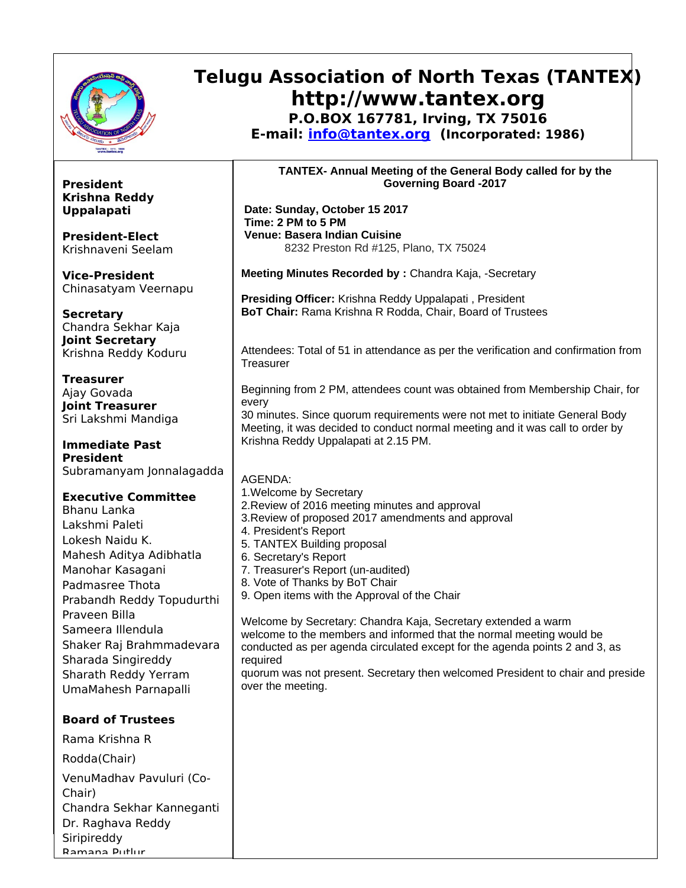# Telugu Association of North Texas (TANTEX)

## http://www.tantex.org

**P.O.BOX 167781, Irving, TX 75016**

**E-mail: info@tantex.org (Incorporated: 1986)**

**President**
**Krishna Reddy Uppalapati**

**President-Elect**
Krishnaveni Seelam

**Vice-President**
Chinasatyam Veernapu

**Secretary**
Chandra Sekhar Kaja

**Joint Secretary**
Krishna Reddy Koduru

**Treasurer**
Ajay Govada

**Joint Treasurer**
Sri Lakshmi Mandiga

**Immediate Past President**
Subramanyam Jonnalagadda

**Executive Committee**
Bhanu Lanka
Lakshmi Paleti
Lokesh Naidu K.
Mahesh Aditya Adibhatla
Manohar Kasagani
Padmasree Thota
Prabandh Reddy Topudurthi
Praveen Billa
Sameera Illendula
Shaker Raj Brahmmadevara
Sharada Singireddy
Sharath Reddy Yerram
UmaMahesh Parnapalli

**Board of Trustees**

Rama Krishna R Rodda(Chair)

VenuMadhav Pavuluri (Co-Chair)
Chandra Sekhar Kanneganti
Dr. Raghava Reddy Siripireddy
Ramana Putlur

**TANTEX- Annual Meeting of the General Body called for by the Governing Board -2017**

**Date: Sunday, October 15 2017**
**Time: 2 PM to 5 PM**
**Venue: Basera Indian Cuisine**
8232 Preston Rd #125, Plano, TX 75024

**Meeting Minutes Recorded by :** Chandra Kaja, -Secretary

**Presiding Officer:** Krishna Reddy Uppalapati , President
**BoT Chair:** Rama Krishna R Rodda, Chair, Board of Trustees

Attendees: Total of 51 in attendance as per the verification and confirmation from Treasurer

Beginning from 2 PM, attendees count was obtained from Membership Chair, for every
30 minutes. Since quorum requirements were not met to initiate General Body Meeting, it was decided to conduct normal meeting and it was call to order by Krishna Reddy Uppalapati at 2.15 PM.

AGENDA:
1.Welcome by Secretary
2.Review of 2016 meeting minutes and approval
3.Review of proposed 2017 amendments and approval
4. President's Report
5. TANTEX Building proposal
6. Secretary's Report
7. Treasurer's Report (un-audited)
8. Vote of Thanks by BoT Chair
9. Open items with the Approval of the Chair

Welcome by Secretary: Chandra Kaja, Secretary extended a warm welcome to the members and informed that the normal meeting would be conducted as per agenda circulated except for the agenda points 2 and 3, as required
quorum was not present. Secretary then welcomed President to chair and preside over the meeting.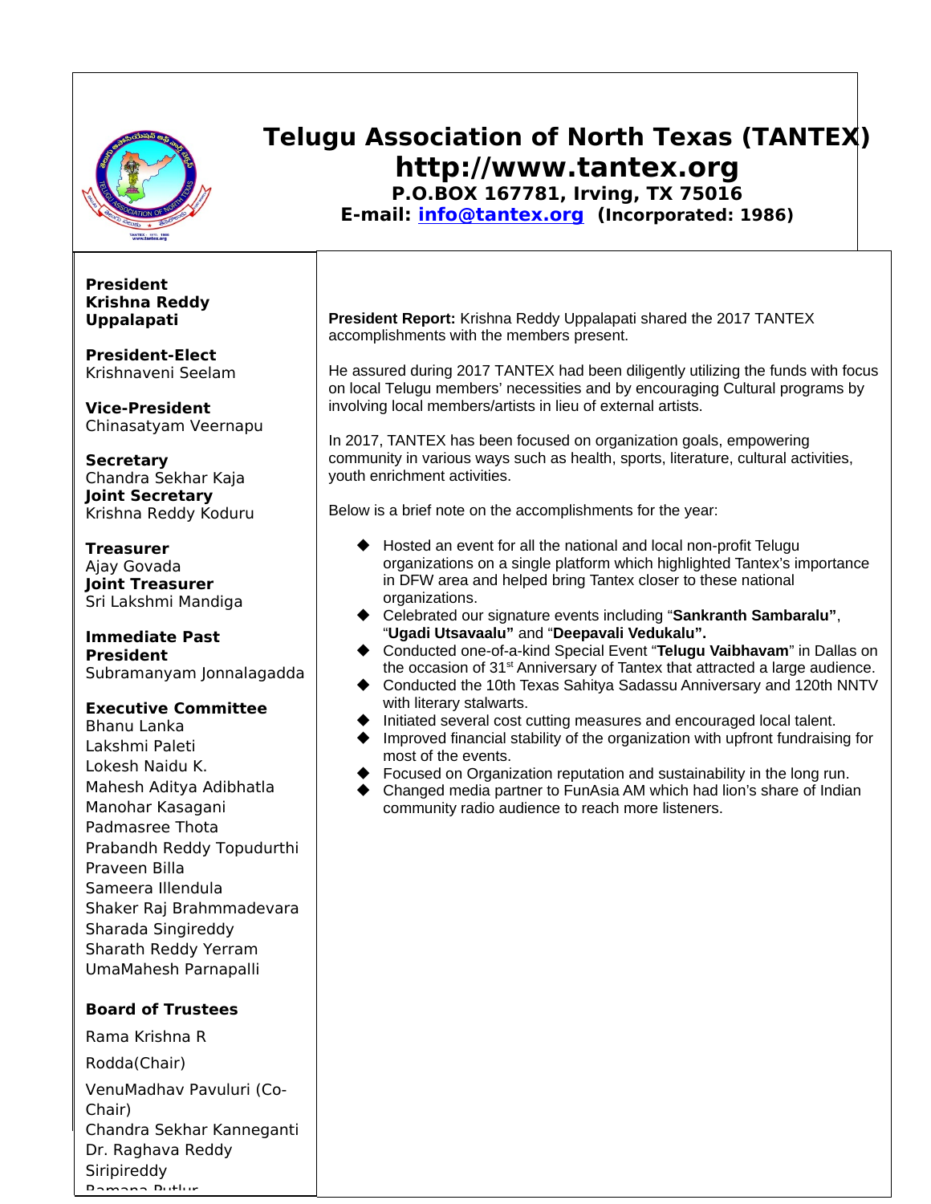# Telugu Association of North Texas (TANTEX)

## http://www.tantex.org

**P.O.BOX 167781, Irving, TX 75016**

**E-mail: info@tantex.org (Incorporated: 1986)**

**President**
**Krishna Reddy Uppalapati**

**President-Elect**
Krishnaveni Seelam

**Vice-President**
Chinasatyam Veernapu

**Secretary**
Chandra Sekhar Kaja
**Joint Secretary**
Krishna Reddy Koduru

**Treasurer**
Ajay Govada
**Joint Treasurer**
Sri Lakshmi Mandiga

**Immediate Past President**
Subramanyam Jonnalagadda

**Executive Committee**
Bhanu Lanka
Lakshmi Paleti
Lokesh Naidu K.
Mahesh Aditya Adibhatla
Manohar Kasagani
Padmasree Thota
Prabandh Reddy Topudurthi
Praveen Billa
Sameera Illendula
Shaker Raj Brahmmadevara
Sharada Singireddy
Sharath Reddy Yerram
UmaMahesh Parnapalli

**Board of Trustees**

Rama Krishna R Rodda(Chair)

VenuMadhav Pavuluri (Co-Chair)
Chandra Sekhar Kanneganti
Dr. Raghava Reddy Siripireddy
Ramana Putlur

**President Report:** Krishna Reddy Uppalapati shared the 2017 TANTEX accomplishments with the members present.

He assured during 2017 TANTEX had been diligently utilizing the funds with focus on local Telugu members' necessities and by encouraging Cultural programs by involving local members/artists in lieu of external artists.

In 2017, TANTEX has been focused on organization goals, empowering community in various ways such as health, sports, literature, cultural activities, youth enrichment activities.

Below is a brief note on the accomplishments for the year:

- Hosted an event for all the national and local non-profit Telugu organizations on a single platform which highlighted Tantex's importance in DFW area and helped bring Tantex closer to these national organizations.
- Celebrated our signature events including "**Sankranth Sambaralu"**, "**Ugadi Utsavaalu"** and "**Deepavali Vedukalu".**
- Conducted one-of-a-kind Special Event "**Telugu Vaibhavam**" in Dallas on the occasion of 31st Anniversary of Tantex that attracted a large audience.
- Conducted the 10th Texas Sahitya Sadassu Anniversary and 120th NNTV with literary stalwarts.
- Initiated several cost cutting measures and encouraged local talent.
- Improved financial stability of the organization with upfront fundraising for most of the events.
- Focused on Organization reputation and sustainability in the long run.
- Changed media partner to FunAsia AM which had lion's share of Indian community radio audience to reach more listeners.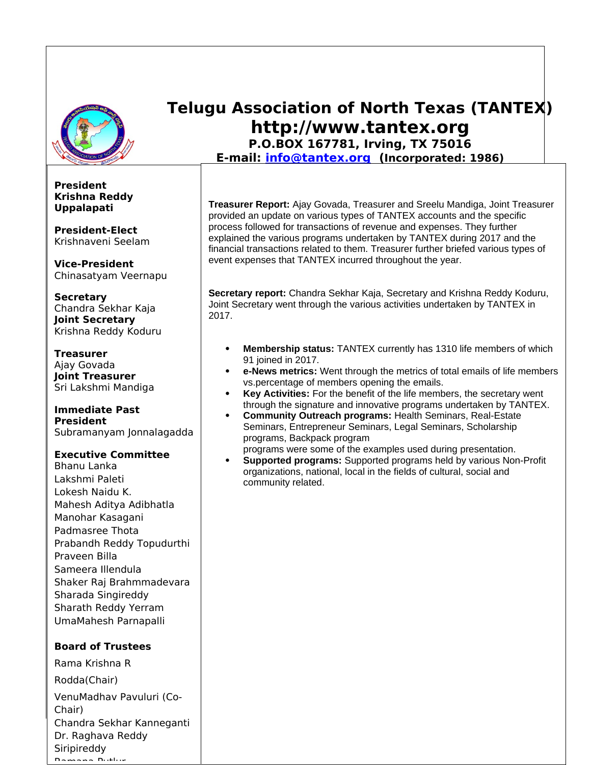# Telugu Association of North Texas (TANTEX)

**http://www.tantex.org**

**P.O.BOX 167781, Irving, TX 75016**

**E-mail: info@tantex.org (Incorporated: 1986)**

**President**
**Krishna Reddy Uppalapati**

**President-Elect**
Krishnaveni Seelam

**Vice-President**
Chinasatyam Veernapu

**Secretary**
Chandra Sekhar Kaja
**Joint Secretary**
Krishna Reddy Koduru

**Treasurer**
Ajay Govada
**Joint Treasurer**
Sri Lakshmi Mandiga

**Immediate Past President**
Subramanyam Jonnalagadda

**Executive Committee**
Bhanu Lanka
Lakshmi Paleti
Lokesh Naidu K.
Mahesh Aditya Adibhatla
Manohar Kasagani
Padmasree Thota
Prabandh Reddy Topudurthi
Praveen Billa
Sameera Illendula
Shaker Raj Brahmmadevara
Sharada Singireddy
Sharath Reddy Yerram
UmaMahesh Parnapalli

**Board of Trustees**

Rama Krishna R

Rodda(Chair)

VenuMadhav Pavuluri (Co-Chair)
Chandra Sekhar Kanneganti
Dr. Raghava Reddy Siripireddy

**Treasurer Report:** Ajay Govada, Treasurer and Sreelu Mandiga, Joint Treasurer provided an update on various types of TANTEX accounts and the specific process followed for transactions of revenue and expenses. They further explained the various programs undertaken by TANTEX during 2017 and the financial transactions related to them. Treasurer further briefed various types of event expenses that TANTEX incurred throughout the year.

**Secretary report:** Chandra Sekhar Kaja, Secretary and Krishna Reddy Koduru, Joint Secretary went through the various activities undertaken by TANTEX in 2017.

- **Membership status:** TANTEX currently has 1310 life members of which 91 joined in 2017.
- **e-News metrics:** Went through the metrics of total emails of life members vs.percentage of members opening the emails.
- **Key Activities:** For the benefit of the life members, the secretary went through the signature and innovative programs undertaken by TANTEX.
- **Community Outreach programs:** Health Seminars, Real-Estate Seminars, Entrepreneur Seminars, Legal Seminars, Scholarship programs, Backpack program
  programs were some of the examples used during presentation.
- **Supported programs:** Supported programs held by various Non-Profit organizations, national, local in the fields of cultural, social and community related.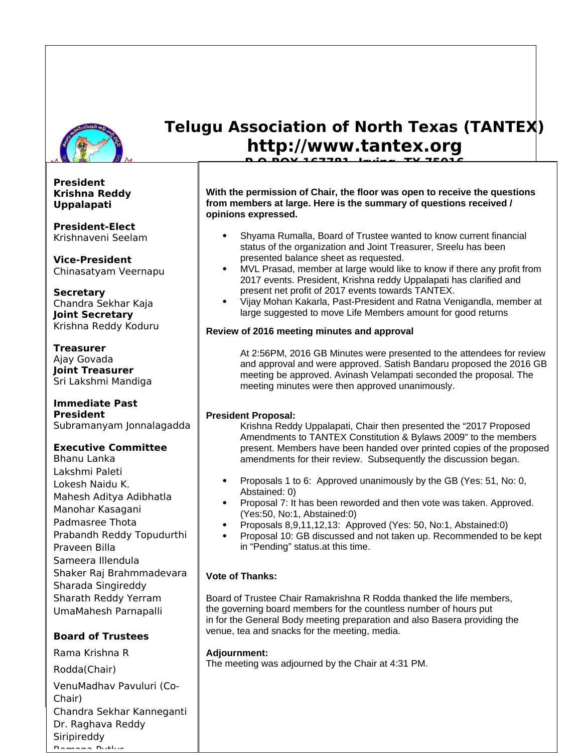# Telugu Association of North Texas (TANTEX)
# http://www.tantex.org

**President**
**Krishna Reddy Uppalapati**

**President-Elect**
Krishnaveni Seelam

**Vice-President**
Chinasatyam Veernapu

**Secretary**
Chandra Sekhar Kaja
**Joint Secretary**
Krishna Reddy Koduru

**Treasurer**
Ajay Govada
**Joint Treasurer**
Sri Lakshmi Mandiga

**Immediate Past President**
Subramanyam Jonnalagadda

**Executive Committee**
Bhanu Lanka
Lakshmi Paleti
Lokesh Naidu K.
Mahesh Aditya Adibhatla
Manohar Kasagani
Padmasree Thota
Prabandh Reddy Topudurthi
Praveen Billa
Sameera Illendula
Shaker Raj Brahmmadevara
Sharada Singireddy
Sharath Reddy Yerram
UmaMahesh Parnapalli

**Board of Trustees**

Rama Krishna R Rodda(Chair)
VenuMadhav Pavuluri (Co-Chair)
Chandra Sekhar Kanneganti
Dr. Raghava Reddy Siripireddy

**With the permission of Chair, the floor was open to receive the questions from members at large. Here is the summary of questions received / opinions expressed.**

- Shyama Rumalla, Board of Trustee wanted to know current financial status of the organization and Joint Treasurer, Sreelu has been presented balance sheet as requested.
- MVL Prasad, member at large would like to know if there any profit from 2017 events. President, Krishna reddy Uppalapati has clarified and present net profit of 2017 events towards TANTEX.
- Vijay Mohan Kakarla, Past-President and Ratna Venigandla, member at large suggested to move Life Members amount for good returns

**Review of 2016 meeting minutes and approval**

At 2:56PM, 2016 GB Minutes were presented to the attendees for review and approval and were approved. Satish Bandaru proposed the 2016 GB meeting be approved. Avinash Velampati seconded the proposal. The meeting minutes were then approved unanimously.

**President Proposal:**

Krishna Reddy Uppalapati, Chair then presented the "2017 Proposed Amendments to TANTEX Constitution & Bylaws 2009" to the members present. Members have been handed over printed copies of the proposed amendments for their review. Subsequently the discussion began.

- Proposals 1 to 6: Approved unanimously by the GB (Yes: 51, No: 0, Abstained: 0)
- Proposal 7: It has been reworded and then vote was taken. Approved. (Yes:50, No:1, Abstained:0)
- Proposals 8,9,11,12,13: Approved (Yes: 50, No:1, Abstained:0)
- Proposal 10: GB discussed and not taken up. Recommended to be kept in "Pending" status.at this time.

**Vote of Thanks:**

Board of Trustee Chair Ramakrishna R Rodda thanked the life members, the governing board members for the countless number of hours put in for the General Body meeting preparation and also Basera providing the venue, tea and snacks for the meeting, media.

**Adjournment:**
The meeting was adjourned by the Chair at 4:31 PM.